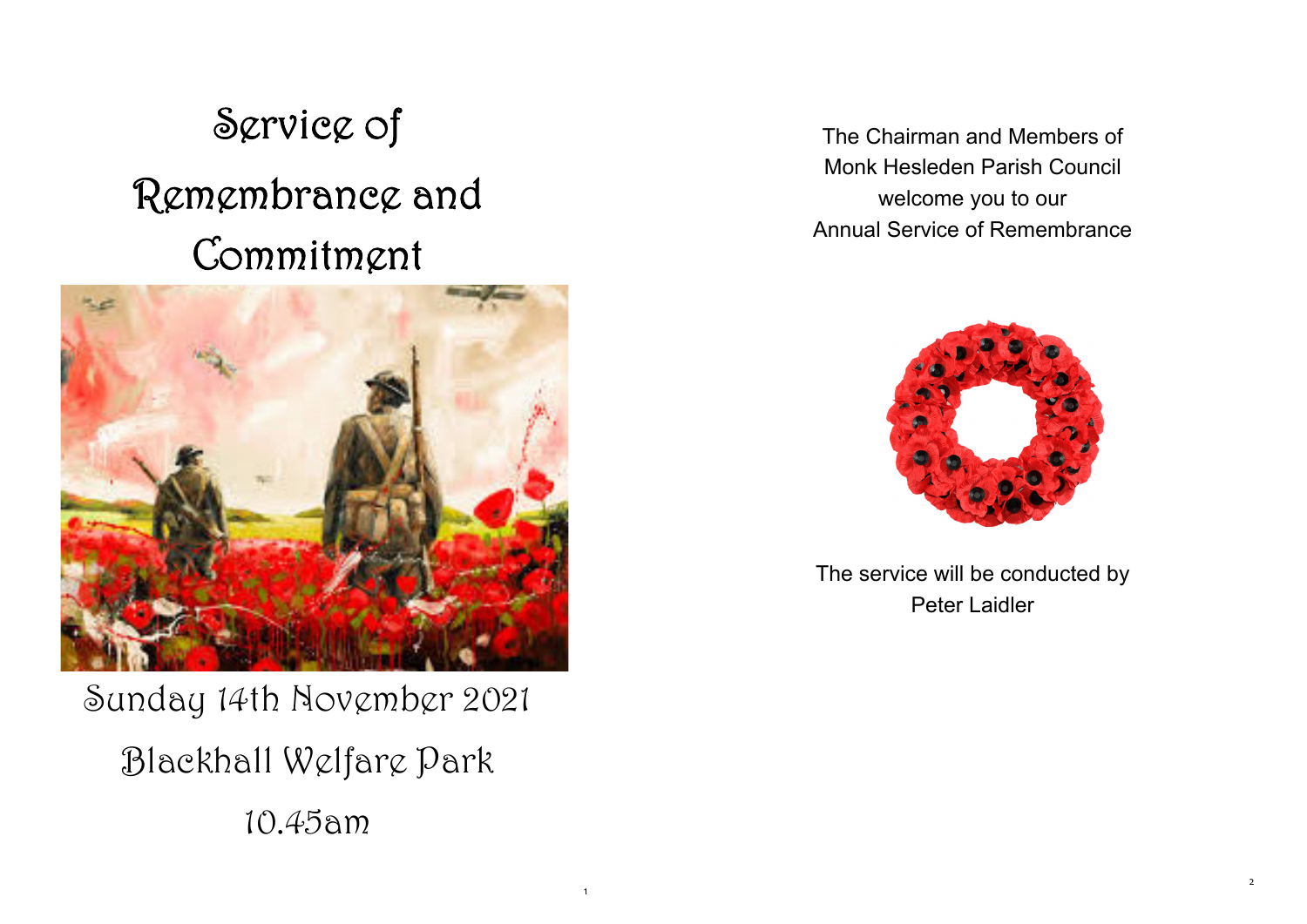# Service of Remembrance and Commitment

Sunday 14th November 2021

Blackhall Welfare Park

10.45am

The Chairman and Members of
Monk Hesleden Parish Council
welcome you to our
Annual Service of Remembrance

The service will be conducted by
Peter Laidler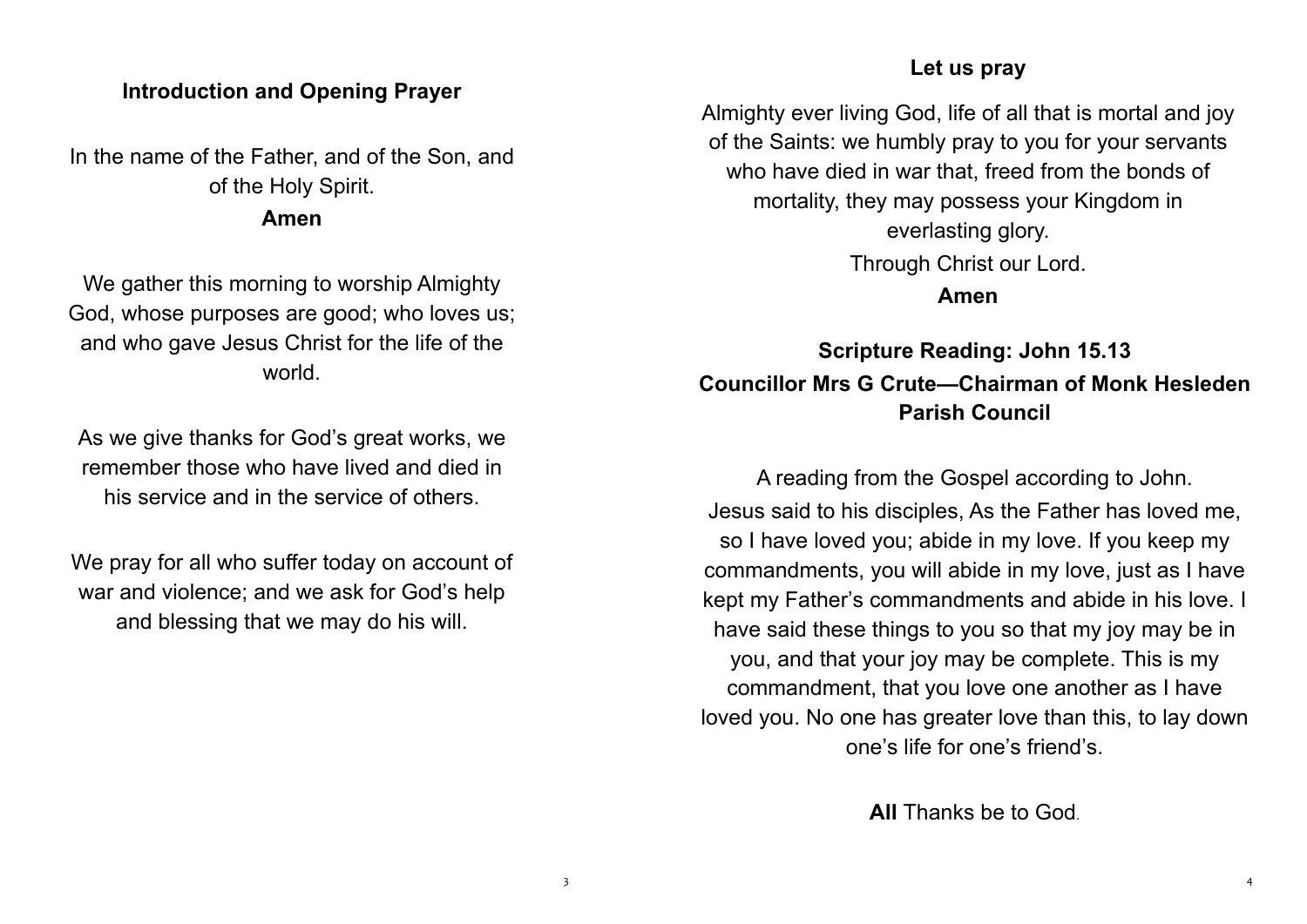## Introduction and Opening Prayer

In the name of the Father, and of the Son, and of the Holy Spirit.

**Amen**

We gather this morning to worship Almighty God, whose purposes are good; who loves us; and who gave Jesus Christ for the life of the world.

As we give thanks for God's great works, we remember those who have lived and died in his service and in the service of others.

We pray for all who suffer today on account of war and violence; and we ask for God's help and blessing that we may do his will.

## Let us pray

Almighty ever living God, life of all that is mortal and joy of the Saints: we humbly pray to you for your servants who have died in war that, freed from the bonds of mortality, they may possess your Kingdom in everlasting glory.

Through Christ our Lord.

**Amen**

## Scripture Reading: John 15.13

**Councillor Mrs G Crute—Chairman of Monk Hesleden Parish Council**

A reading from the Gospel according to John.

Jesus said to his disciples, As the Father has loved me, so I have loved you; abide in my love. If you keep my commandments, you will abide in my love, just as I have kept my Father's commandments and abide in his love. I have said these things to you so that my joy may be in you, and that your joy may be complete. This is my commandment, that you love one another as I have loved you. No one has greater love than this, to lay down one's life for one's friend's.

**All** Thanks be to God.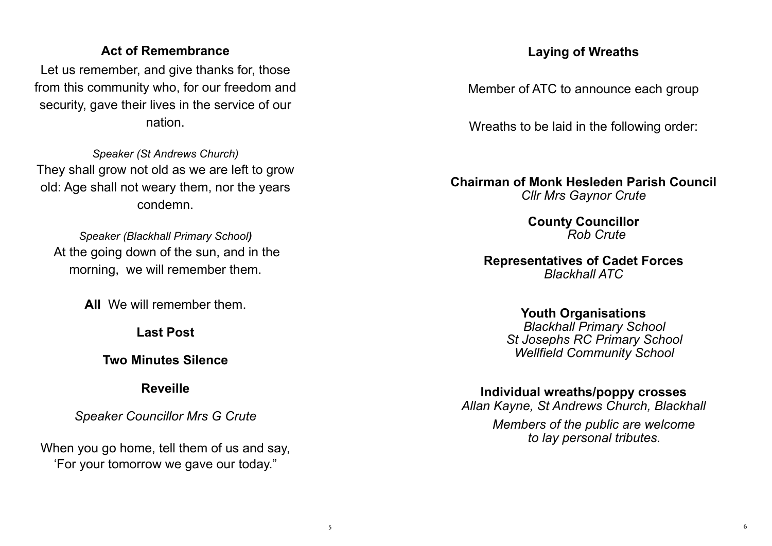## Act of Remembrance

Let us remember, and give thanks for, those from this community who, for our freedom and security, gave their lives in the service of our nation.

*Speaker (St Andrews Church)*

They shall grow not old as we are left to grow old: Age shall not weary them, nor the years condemn.

*Speaker (Blackhall Primary School)*

At the going down of the sun, and in the morning, we will remember them.

**All** We will remember them.

**Last Post**

**Two Minutes Silence**

**Reveille**

*Speaker Councillor Mrs G Crute*

When you go home, tell them of us and say, 'For your tomorrow we gave our today."

## Laying of Wreaths

Member of ATC to announce each group

Wreaths to be laid in the following order:

**Chairman of Monk Hesleden Parish Council**
*Cllr Mrs Gaynor Crute*

**County Councillor**
*Rob Crute*

**Representatives of Cadet Forces**
*Blackhall ATC*

**Youth Organisations**
*Blackhall Primary School*
*St Josephs RC Primary School*
*Wellfield Community School*

**Individual wreaths/poppy crosses**
*Allan Kayne, St Andrews Church, Blackhall*

*Members of the public are welcome to lay personal tributes.*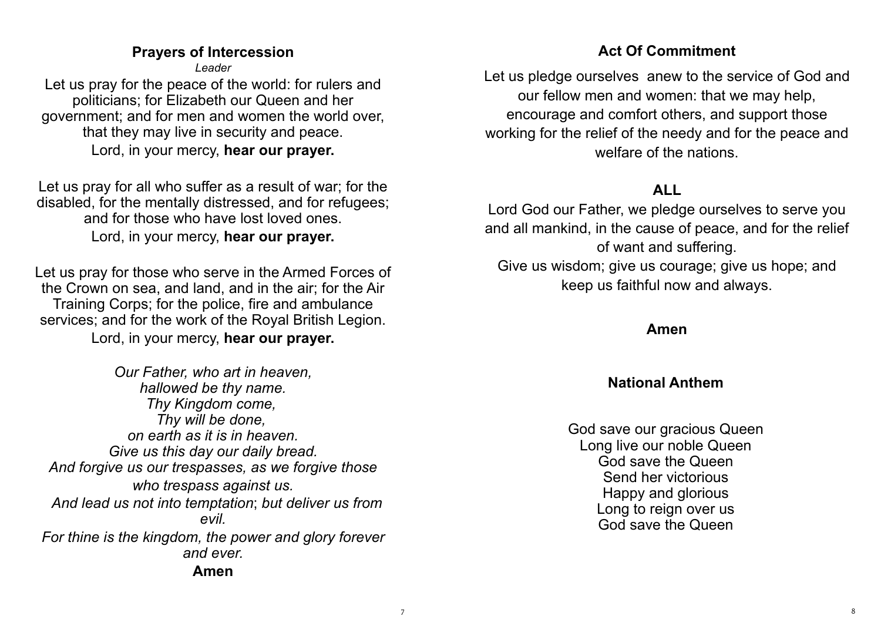## Prayers of Intercession

*Leader*

Let us pray for the peace of the world: for rulers and politicians; for Elizabeth our Queen and her government; and for men and women the world over, that they may live in security and peace.

Lord, in your mercy, **hear our prayer.**

Let us pray for all who suffer as a result of war; for the disabled, for the mentally distressed, and for refugees; and for those who have lost loved ones.

Lord, in your mercy, **hear our prayer.**

Let us pray for those who serve in the Armed Forces of the Crown on sea, and land, and in the air; for the Air Training Corps; for the police, fire and ambulance services; and for the work of the Royal British Legion.

Lord, in your mercy, **hear our prayer.**

*Our Father, who art in heaven,*
*hallowed be thy name.*
*Thy Kingdom come,*
*Thy will be done,*
*on earth as it is in heaven.*
*Give us this day our daily bread.*
*And forgive us our trespasses, as we forgive those who trespass against us.*
*And lead us not into temptation*; *but deliver us from evil.*
*For thine is the kingdom, the power and glory forever and ever.*

**Amen**

## Act Of Commitment

Let us pledge ourselves anew to the service of God and our fellow men and women: that we may help, encourage and comfort others, and support those working for the relief of the needy and for the peace and welfare of the nations.

**ALL**

Lord God our Father, we pledge ourselves to serve you and all mankind, in the cause of peace, and for the relief of want and suffering.
Give us wisdom; give us courage; give us hope; and keep us faithful now and always.

**Amen**

## National Anthem

God save our gracious Queen
Long live our noble Queen
God save the Queen
Send her victorious
Happy and glorious
Long to reign over us
God save the Queen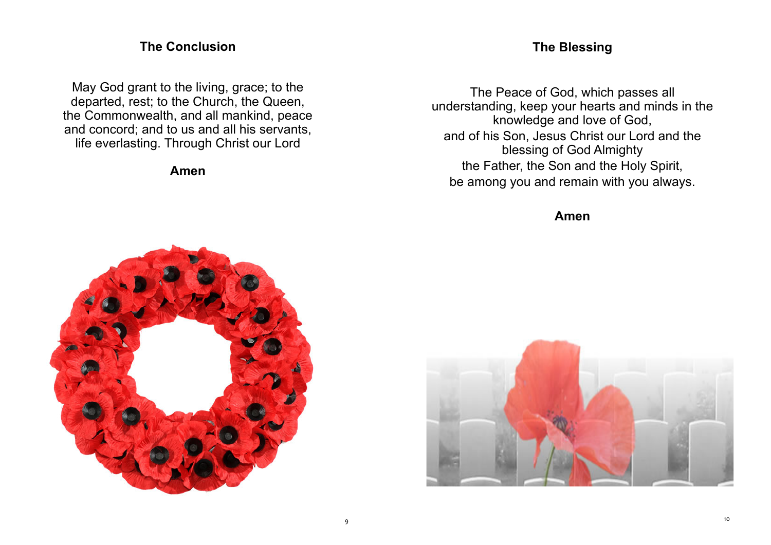## The Conclusion

May God grant to the living, grace; to the departed, rest; to the Church, the Queen, the Commonwealth, and all mankind, peace and concord; and to us and all his servants, life everlasting. Through Christ our Lord

**Amen**

## The Blessing

The Peace of God, which passes all understanding, keep your hearts and minds in the knowledge and love of God,  
and of his Son, Jesus Christ our Lord and the blessing of God Almighty  
the Father, the Son and the Holy Spirit,  
be among you and remain with you always.

**Amen**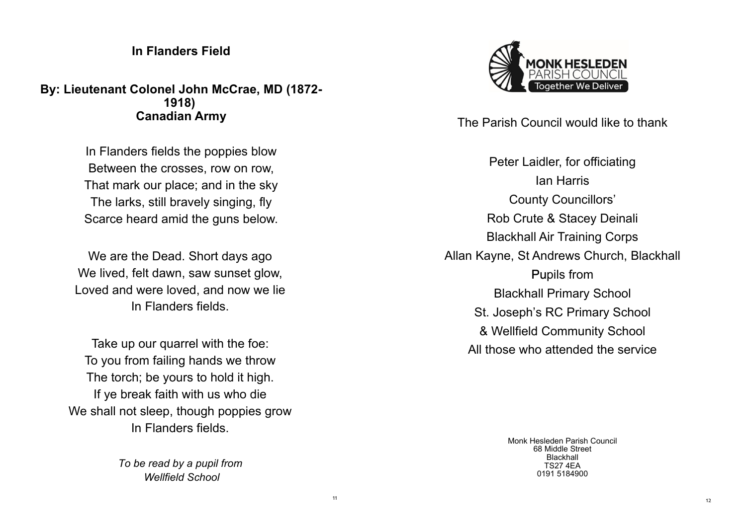**In Flanders Field**

**By: Lieutenant Colonel John McCrae, MD (1872-1918)**
**Canadian Army**

In Flanders fields the poppies blow
Between the crosses, row on row,
That mark our place; and in the sky
The larks, still bravely singing, fly
Scarce heard amid the guns below.

We are the Dead. Short days ago
We lived, felt dawn, saw sunset glow,
Loved and were loved, and now we lie
In Flanders fields.

Take up our quarrel with the foe:
To you from failing hands we throw
The torch; be yours to hold it high.
If ye break faith with us who die
We shall not sleep, though poppies grow
In Flanders fields.

*To be read by a pupil from Wellfield School*

MONK HESLEDEN PARISH COUNCIL
Together We Deliver

The Parish Council would like to thank

Peter Laidler, for officiating
Ian Harris
County Councillors'
Rob Crute & Stacey Deinali
Blackhall Air Training Corps
Allan Kayne, St Andrews Church, Blackhall
Pupils from
Blackhall Primary School
St. Joseph's RC Primary School
& Wellfield Community School
All those who attended the service

Monk Hesleden Parish Council
68 Middle Street
Blackhall
TS27 4EA
0191 5184900